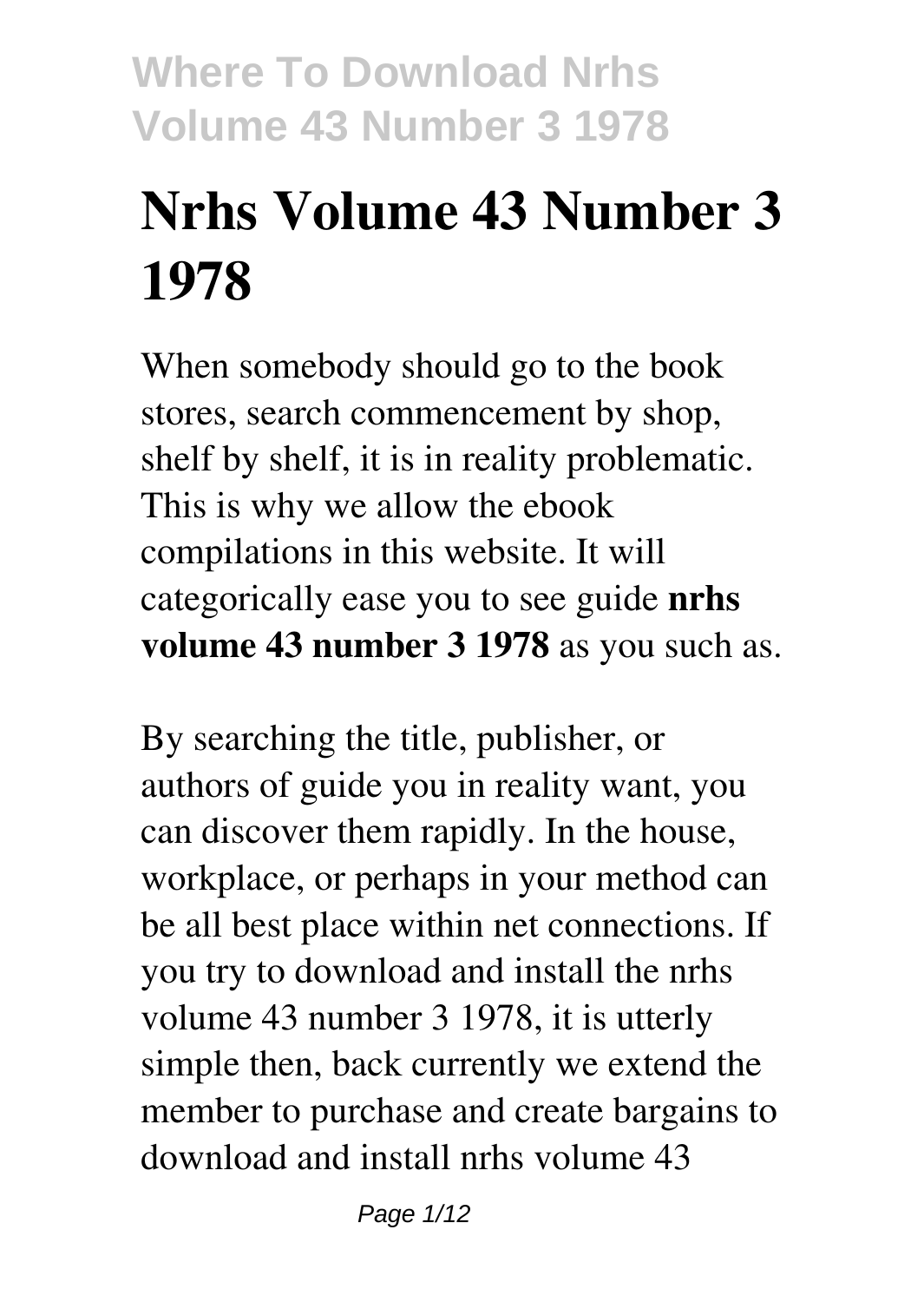# Nrhs Volume 43 Number 3 1978

When somebody should go to the book stores, search commencement by shop, shelf by shelf, it is in reality problematic. This is why we allow the ebook compilations in this website. It will categorically ease you to see guide **nrhs volume 43 number 3 1978** as you such as.

By searching the title, publisher, or authors of guide you in reality want, you can discover them rapidly. In the house, workplace, or perhaps in your method can be all best place within net connections. If you try to download and install the nrhs volume 43 number 3 1978, it is utterly simple then, back currently we extend the member to purchase and create bargains to download and install nrhs volume 43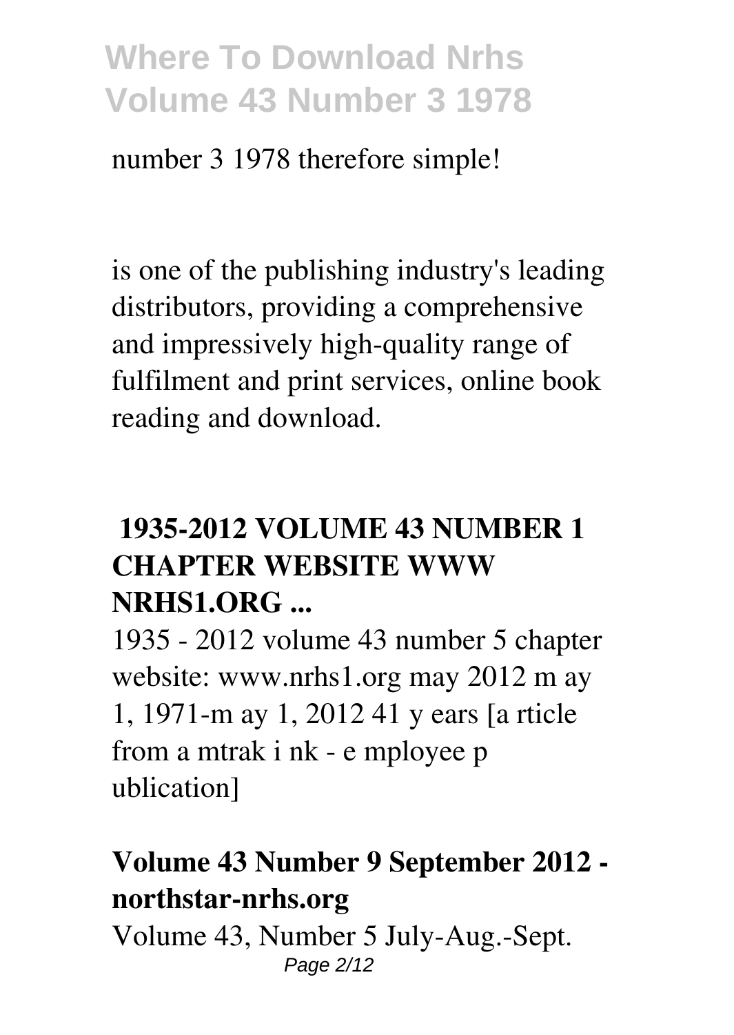number 3 1978 therefore simple!

is one of the publishing industry's leading distributors, providing a comprehensive and impressively high-quality range of fulfilment and print services, online book reading and download.

### 1935-2012 VOLUME 43 NUMBER 1 CHAPTER WEBSITE WWW NRHS1.ORG ...

1935 - 2012 volume 43 number 5 chapter website: www.nrhs1.org may 2012 m ay 1, 1971-m ay 1, 2012 41 y ears [a rticle from a mtrak i nk - e mployee p ublication]

### Volume 43 Number 9 September 2012 - northstar-nrhs.org

Volume 43, Number 5 July-Aug.-Sept.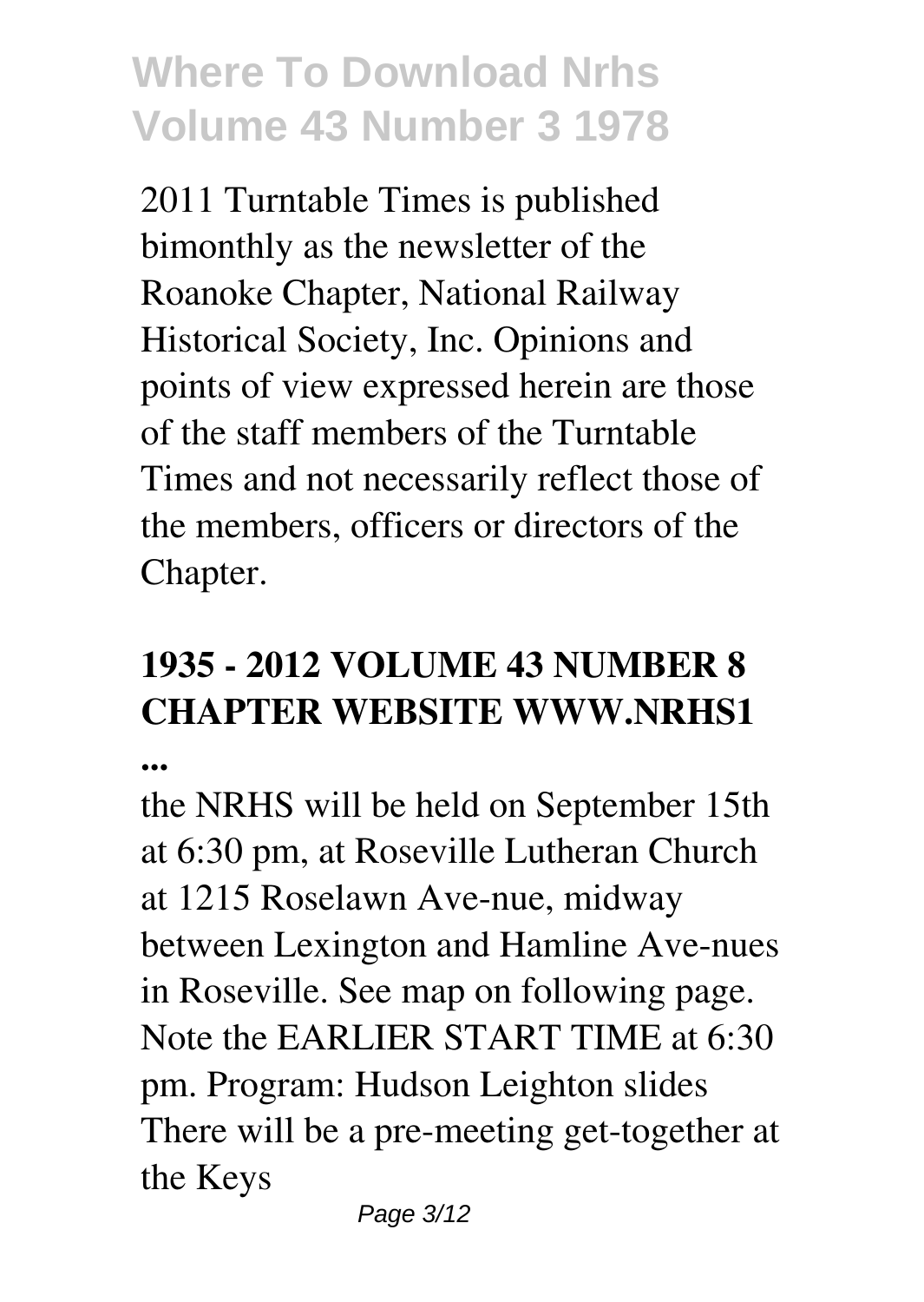2011 Turntable Times is published bimonthly as the newsletter of the Roanoke Chapter, National Railway Historical Society, Inc. Opinions and points of view expressed herein are those of the staff members of the Turntable Times and not necessarily reflect those of the members, officers or directors of the Chapter.

## 1935 - 2012 VOLUME 43 NUMBER 8 CHAPTER WEBSITE WWW.NRHS1 ...

the NRHS will be held on September 15th at 6:30 pm, at Roseville Lutheran Church at 1215 Roselawn Ave-nue, midway between Lexington and Hamline Ave-nues in Roseville. See map on following page. Note the EARLIER START TIME at 6:30 pm. Program: Hudson Leighton slides There will be a pre-meeting get-together at the Keys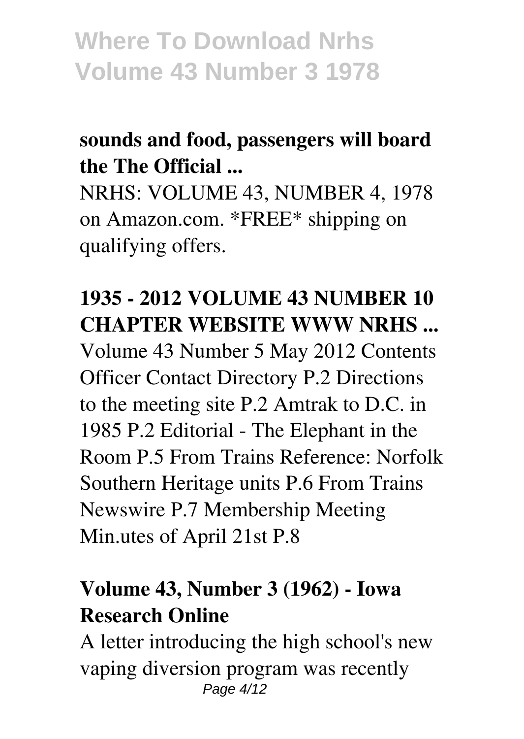**sounds and food, passengers will board the The Official ...**

NRHS: VOLUME 43, NUMBER 4, 1978 on Amazon.com. *FREE* shipping on qualifying offers.

**1935 - 2012 VOLUME 43 NUMBER 10 CHAPTER WEBSITE WWW NRHS ...**

Volume 43 Number 5 May 2012 Contents Officer Contact Directory P.2 Directions to the meeting site P.2 Amtrak to D.C. in 1985 P.2 Editorial - The Elephant in the Room P.5 From Trains Reference: Norfolk Southern Heritage units P.6 From Trains Newswire P.7 Membership Meeting Min.utes of April 21st P.8

**Volume 43, Number 3 (1962) - Iowa Research Online**

A letter introducing the high school's new vaping diversion program was recently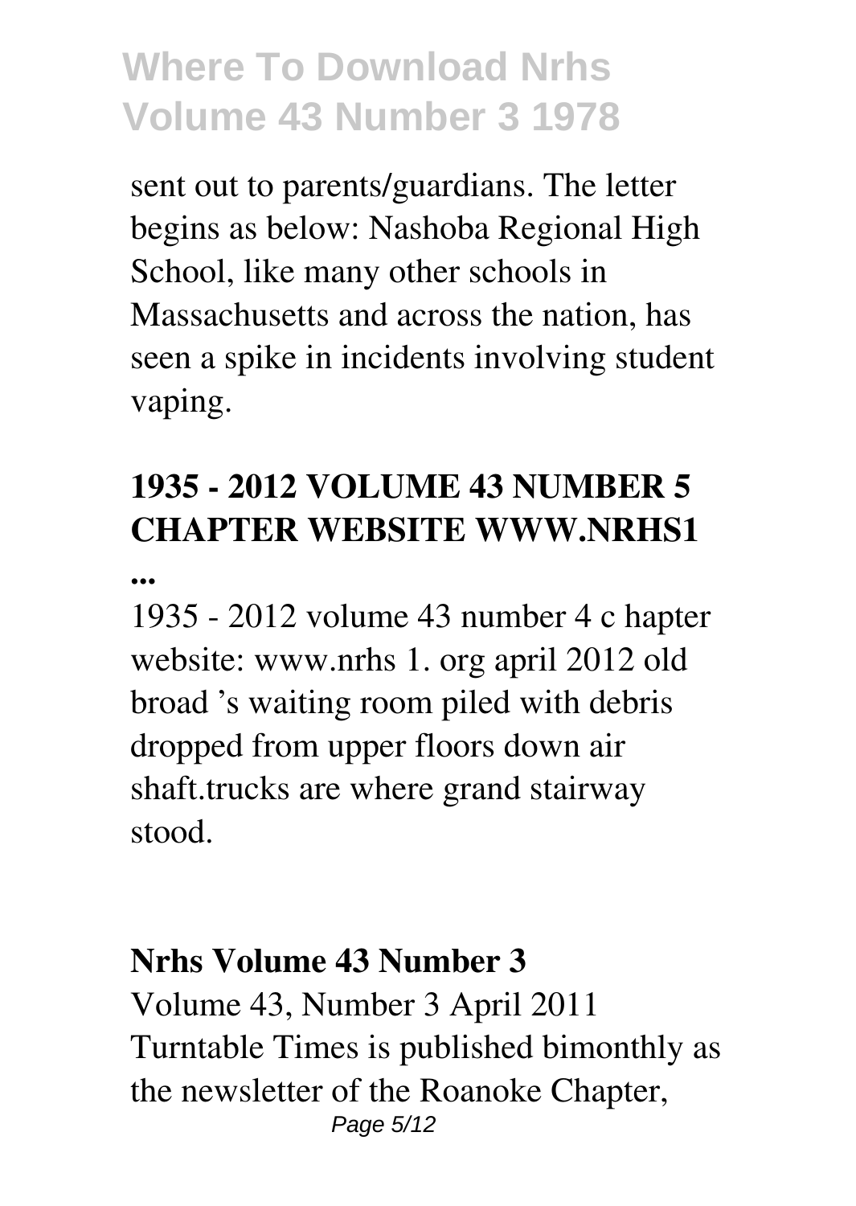sent out to parents/guardians. The letter begins as below: Nashoba Regional High School, like many other schools in Massachusetts and across the nation, has seen a spike in incidents involving student vaping.

**1935 - 2012 VOLUME 43 NUMBER 5 CHAPTER WEBSITE WWW.NRHS1 ...**

1935 - 2012 volume 43 number 4 c hapter website: www.nrhs 1. org april 2012 old broad 's waiting room piled with debris dropped from upper floors down air shaft.trucks are where grand stairway stood.

**Nrhs Volume 43 Number 3**

Volume 43, Number 3 April 2011 Turntable Times is published bimonthly as the newsletter of the Roanoke Chapter,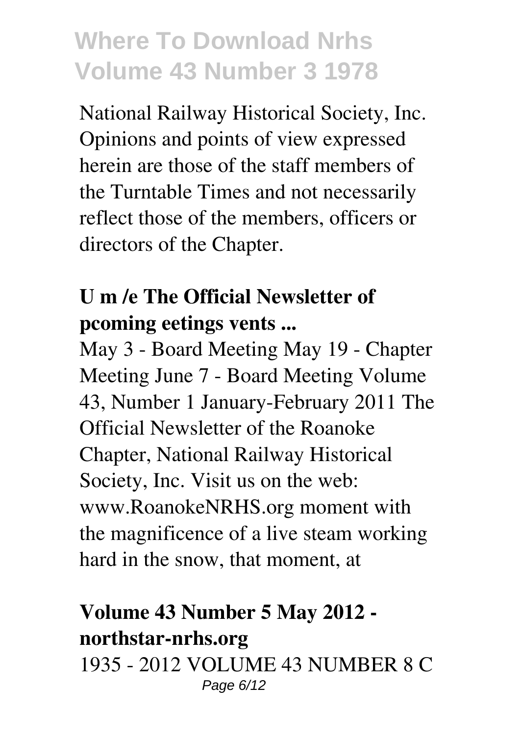National Railway Historical Society, Inc. Opinions and points of view expressed herein are those of the staff members of the Turntable Times and not necessarily reflect those of the members, officers or directors of the Chapter.

**U m /e The Official Newsletter of pcoming eetings vents ...**

May 3 - Board Meeting May 19 - Chapter Meeting June 7 - Board Meeting Volume 43, Number 1 January-February 2011 The Official Newsletter of the Roanoke Chapter, National Railway Historical Society, Inc. Visit us on the web: www.RoanokeNRHS.org moment with the magnificence of a live steam working hard in the snow, that moment, at

**Volume 43 Number 5 May 2012 - northstar-nrhs.org**

1935 - 2012 VOLUME 43 NUMBER 8 C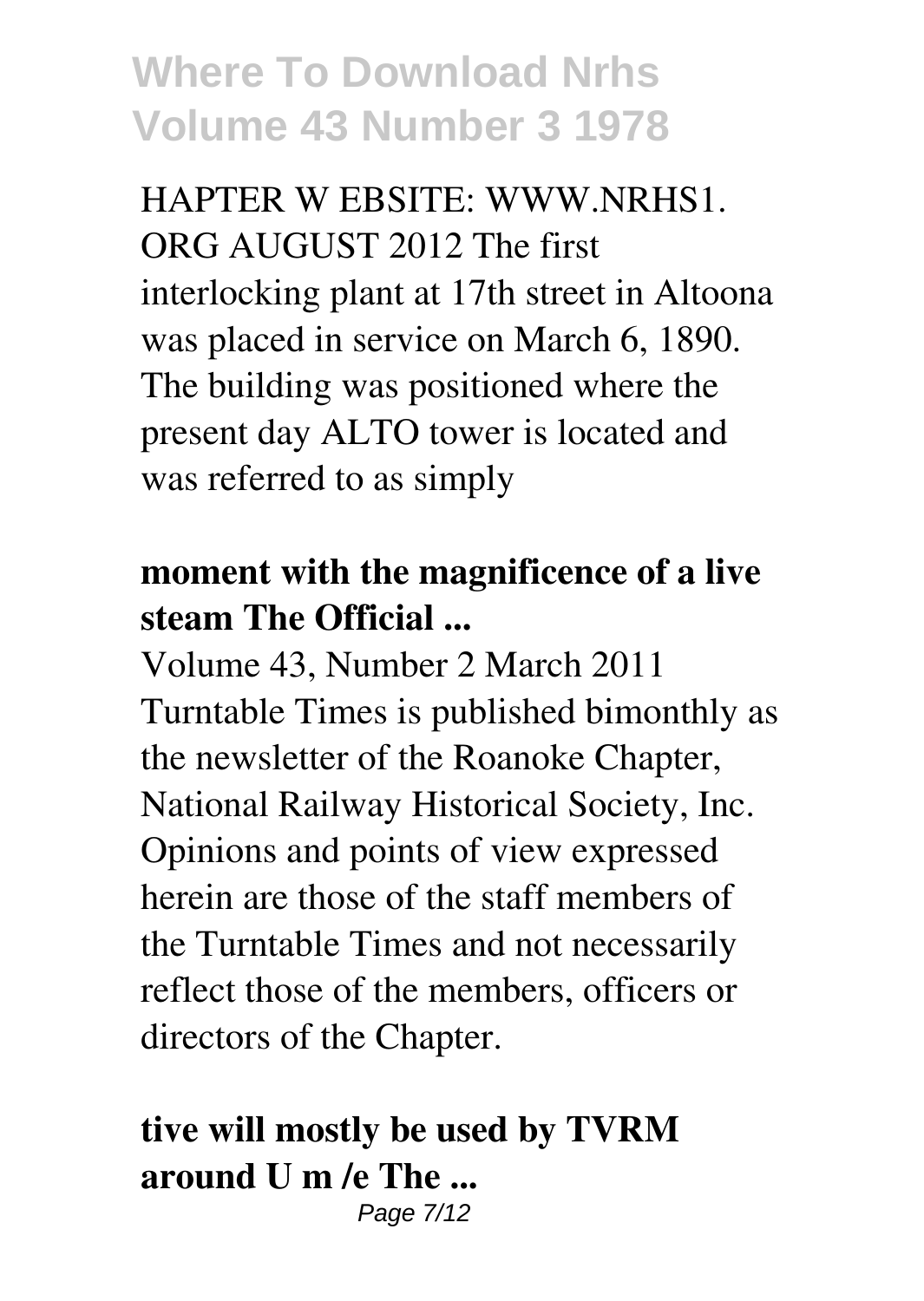HAPTER W EBSITE: WWW.NRHS1. ORG AUGUST 2012 The first interlocking plant at 17th street in Altoona was placed in service on March 6, 1890. The building was positioned where the present day ALTO tower is located and was referred to as simply

**moment with the magnificence of a live steam The Official ...**

Volume 43, Number 2 March 2011 Turntable Times is published bimonthly as the newsletter of the Roanoke Chapter, National Railway Historical Society, Inc. Opinions and points of view expressed herein are those of the staff members of the Turntable Times and not necessarily reflect those of the members, officers or directors of the Chapter.

**tive will mostly be used by TVRM around U m /e The ...**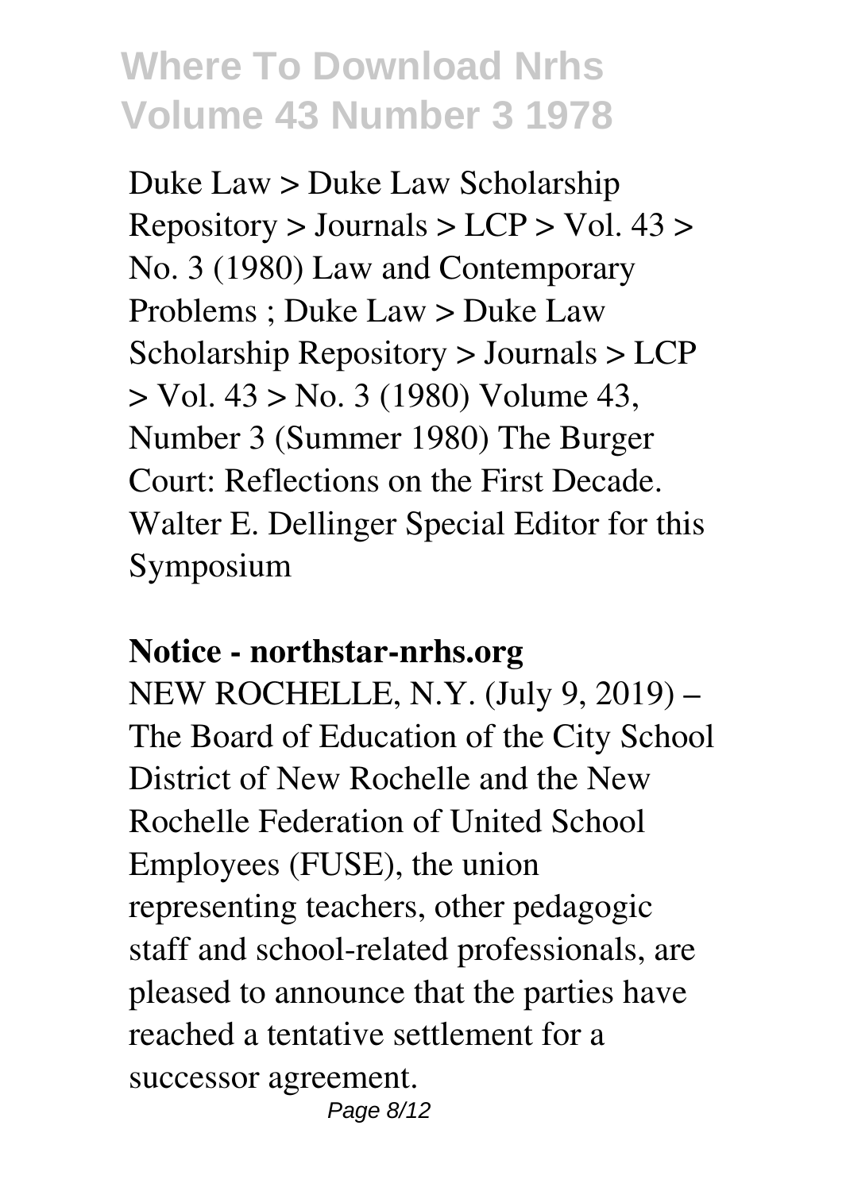Duke Law > Duke Law Scholarship Repository > Journals > LCP > Vol. 43 > No. 3 (1980) Law and Contemporary Problems ; Duke Law > Duke Law Scholarship Repository > Journals > LCP > Vol. 43 > No. 3 (1980) Volume 43, Number 3 (Summer 1980) The Burger Court: Reflections on the First Decade. Walter E. Dellinger Special Editor for this Symposium

**Notice - northstar-nrhs.org**

NEW ROCHELLE, N.Y. (July 9, 2019) – The Board of Education of the City School District of New Rochelle and the New Rochelle Federation of United School Employees (FUSE), the union representing teachers, other pedagogic staff and school-related professionals, are pleased to announce that the parties have reached a tentative settlement for a successor agreement.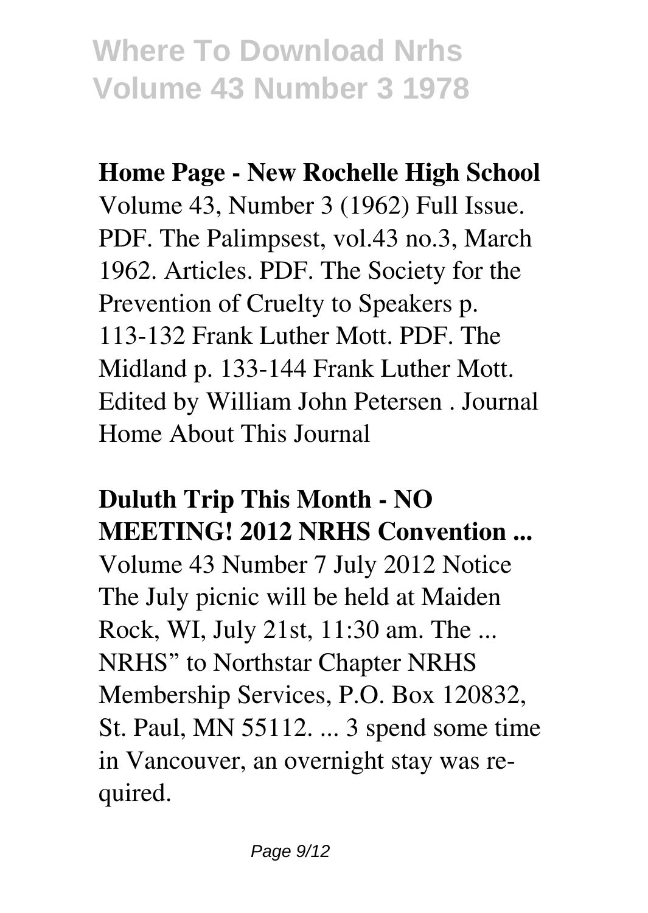**Home Page - New Rochelle High School**

Volume 43, Number 3 (1962) Full Issue. PDF. The Palimpsest, vol.43 no.3, March 1962. Articles. PDF. The Society for the Prevention of Cruelty to Speakers p. 113-132 Frank Luther Mott. PDF. The Midland p. 133-144 Frank Luther Mott. Edited by William John Petersen . Journal Home About This Journal

**Duluth Trip This Month - NO MEETING! 2012 NRHS Convention ...**

Volume 43 Number 7 July 2012 Notice The July picnic will be held at Maiden Rock, WI, July 21st, 11:30 am. The ... NRHS" to Northstar Chapter NRHS Membership Services, P.O. Box 120832, St. Paul, MN 55112. ... 3 spend some time in Vancouver, an overnight stay was required.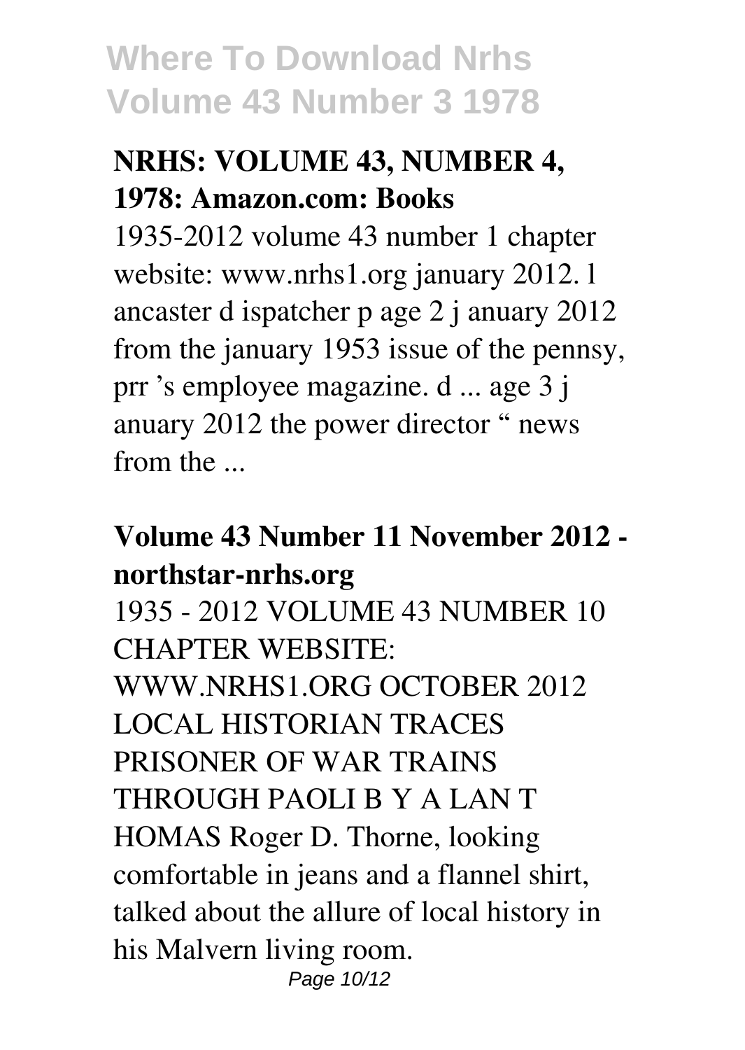### NRHS: VOLUME 43, NUMBER 4, 1978: Amazon.com: Books

1935-2012 volume 43 number 1 chapter website: www.nrhs1.org january 2012. l ancaster d ispatcher p age 2 j anuary 2012 from the january 1953 issue of the pennsy, prr 's employee magazine. d ... age 3 j anuary 2012 the power director " news from the ...

### Volume 43 Number 11 November 2012 - northstar-nrhs.org

1935 - 2012 VOLUME 43 NUMBER 10 CHAPTER WEBSITE: WWW.NRHS1.ORG OCTOBER 2012 LOCAL HISTORIAN TRACES PRISONER OF WAR TRAINS THROUGH PAOLI B Y A LAN T HOMAS Roger D. Thorne, looking comfortable in jeans and a flannel shirt, talked about the allure of local history in his Malvern living room.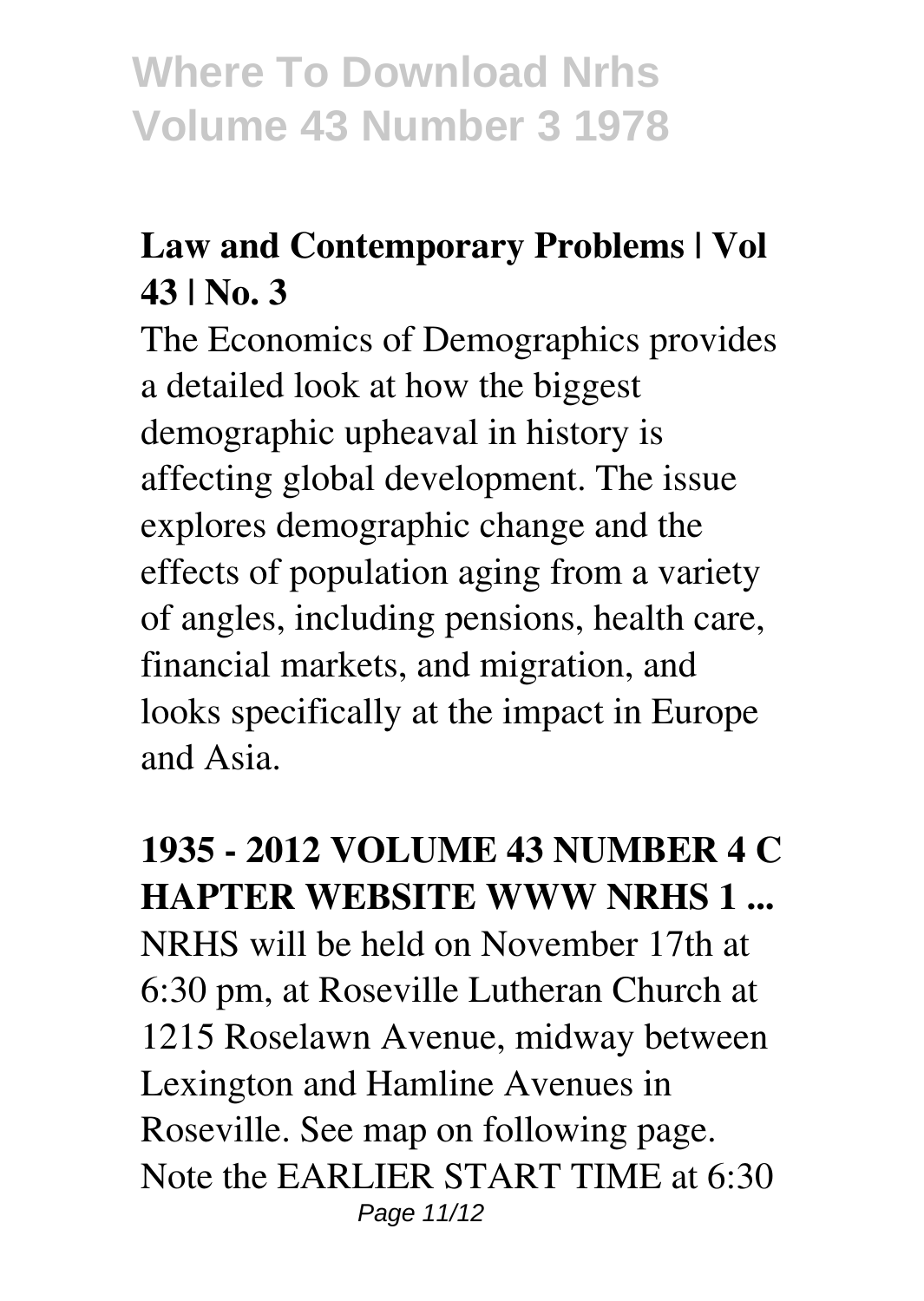## Law and Contemporary Problems | Vol 43 | No. 3

The Economics of Demographics provides a detailed look at how the biggest demographic upheaval in history is affecting global development. The issue explores demographic change and the effects of population aging from a variety of angles, including pensions, health care, financial markets, and migration, and looks specifically at the impact in Europe and Asia.

## 1935 - 2012 VOLUME 43 NUMBER 4 C HAPTER WEBSITE WWW NRHS 1 ...

NRHS will be held on November 17th at 6:30 pm, at Roseville Lutheran Church at 1215 Roselawn Avenue, midway between Lexington and Hamline Avenues in Roseville. See map on following page. Note the EARLIER START TIME at 6:30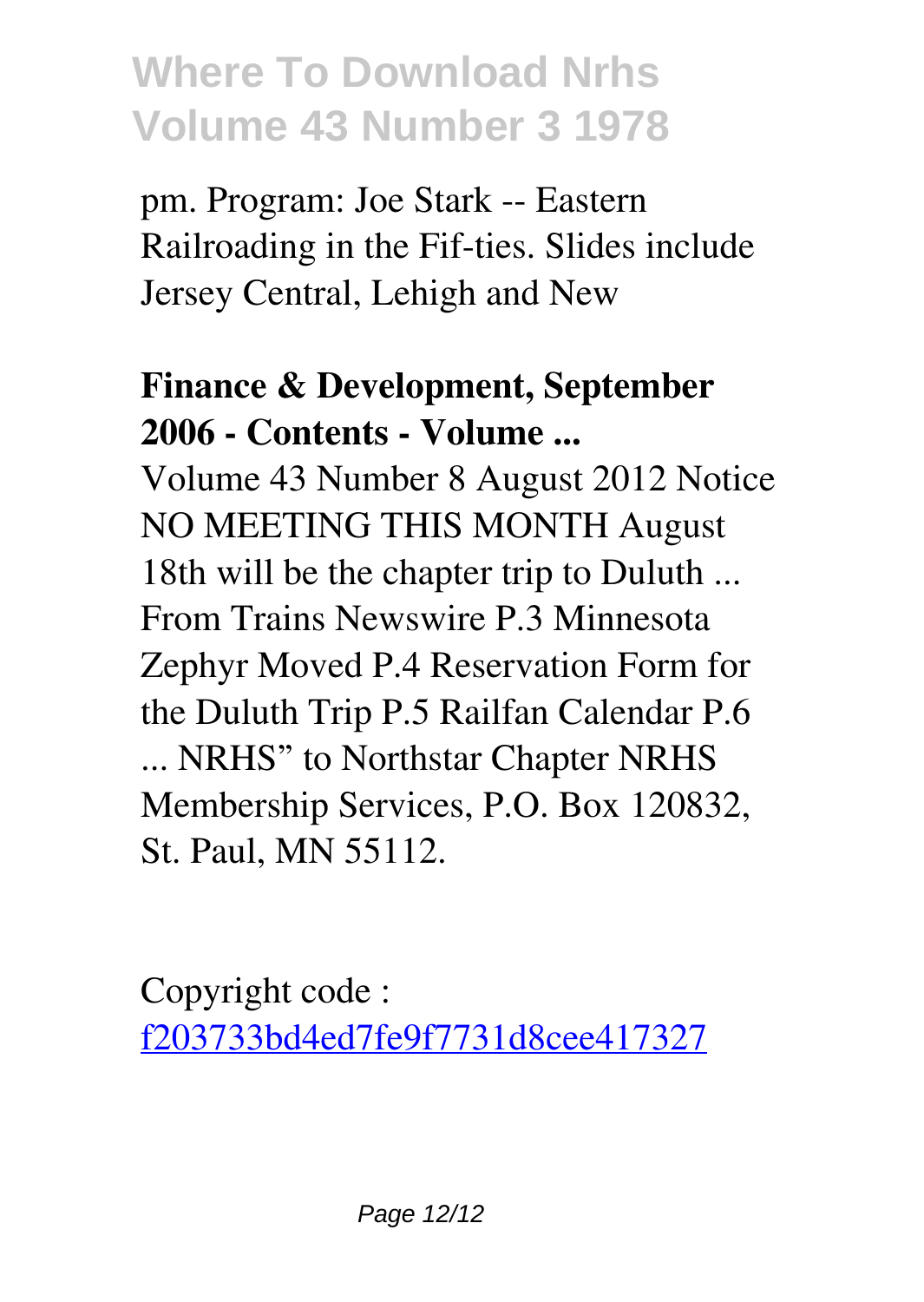pm. Program: Joe Stark -- Eastern Railroading in the Fif-ties. Slides include Jersey Central, Lehigh and New

**Finance & Development, September 2006 - Contents - Volume ...**

Volume 43 Number 8 August 2012 Notice NO MEETING THIS MONTH August 18th will be the chapter trip to Duluth ... From Trains Newswire P.3 Minnesota Zephyr Moved P.4 Reservation Form for the Duluth Trip P.5 Railfan Calendar P.6 ... NRHS" to Northstar Chapter NRHS Membership Services, P.O. Box 120832, St. Paul, MN 55112.

Copyright code : f203733bd4ed7fe9f7731d8cee417327